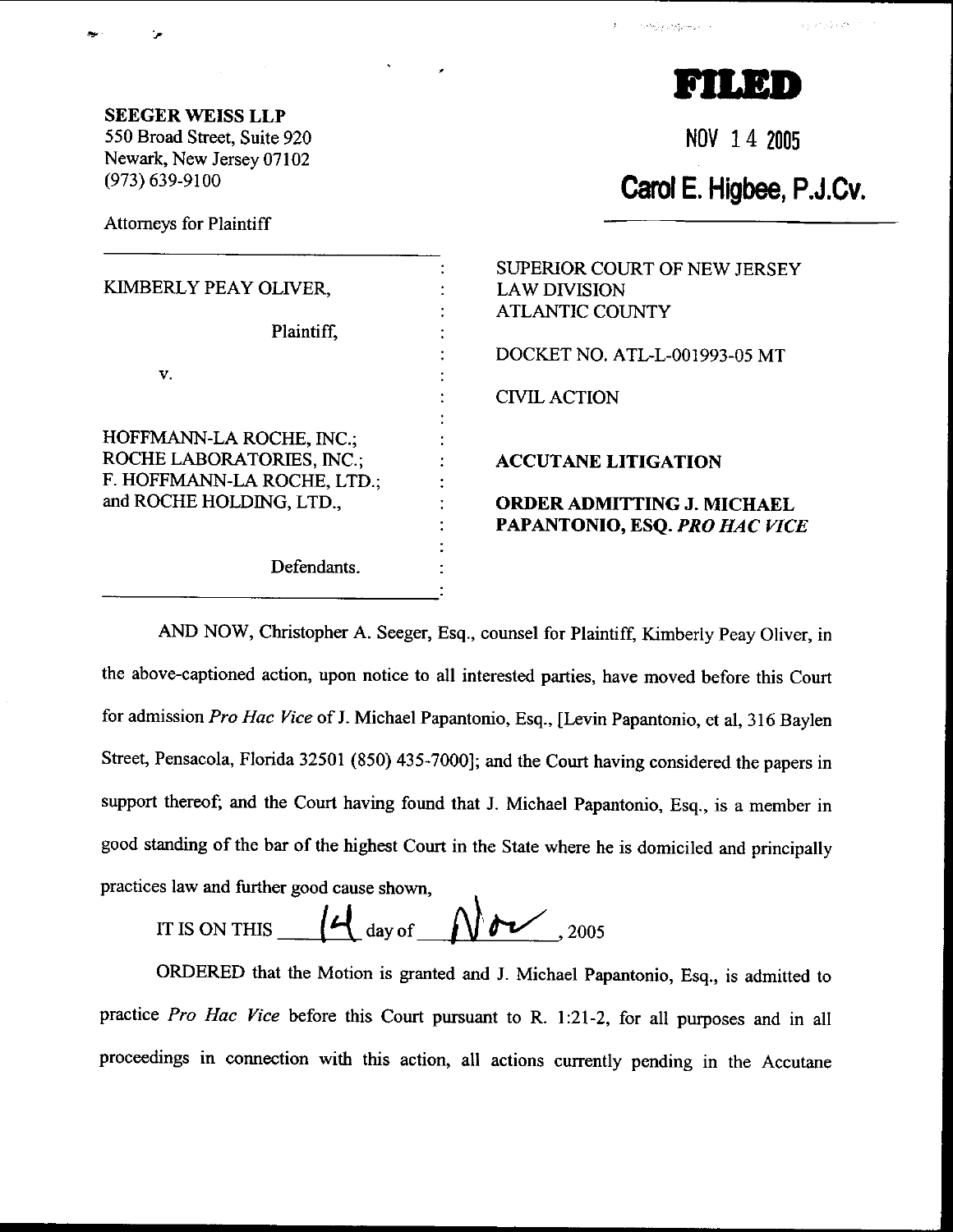**SEEGER WEISS LLP**
550 Broad Street, Suite 920
Newark, New Jersey 07102
(973) 639-9100

Attorneys for Plaintiff

**FILED**

NOV 14 2005

**Carol E. Higbee, P.J.Cv.**

| | | |
|---|---|---|
| KIMBERLY PEAY OLIVER, | : | SUPERIOR COURT OF NEW JERSEY LAW DIVISION ATLANTIC COUNTY |
| Plaintiff, | : | DOCKET NO. ATL-L-001993-05 MT |
| v. | : | CIVIL ACTION |
| HOFFMANN-LA ROCHE, INC.; ROCHE LABORATORIES, INC.; F. HOFFMANN-LA ROCHE, LTD.; and ROCHE HOLDING, LTD., | : | **ACCUTANE LITIGATION** |
| Defendants. | : | **ORDER ADMITTING J. MICHAEL PAPANTONIO, ESQ. *PRO HAC VICE*** |

AND NOW, Christopher A. Seeger, Esq., counsel for Plaintiff, Kimberly Peay Oliver, in the above-captioned action, upon notice to all interested parties, have moved before this Court for admission *Pro Hac Vice* of J. Michael Papantonio, Esq., [Levin Papantonio, et al, 316 Baylen Street, Pensacola, Florida 32501 (850) 435-7000]; and the Court having considered the papers in support thereof; and the Court having found that J. Michael Papantonio, Esq., is a member in good standing of the bar of the highest Court in the State where he is domiciled and principally practices law and further good cause shown,

IT IS ON THIS 14 day of Nov, 2005

ORDERED that the Motion is granted and J. Michael Papantonio, Esq., is admitted to practice *Pro Hac Vice* before this Court pursuant to R. 1:21-2, for all purposes and in all proceedings in connection with this action, all actions currently pending in the Accutane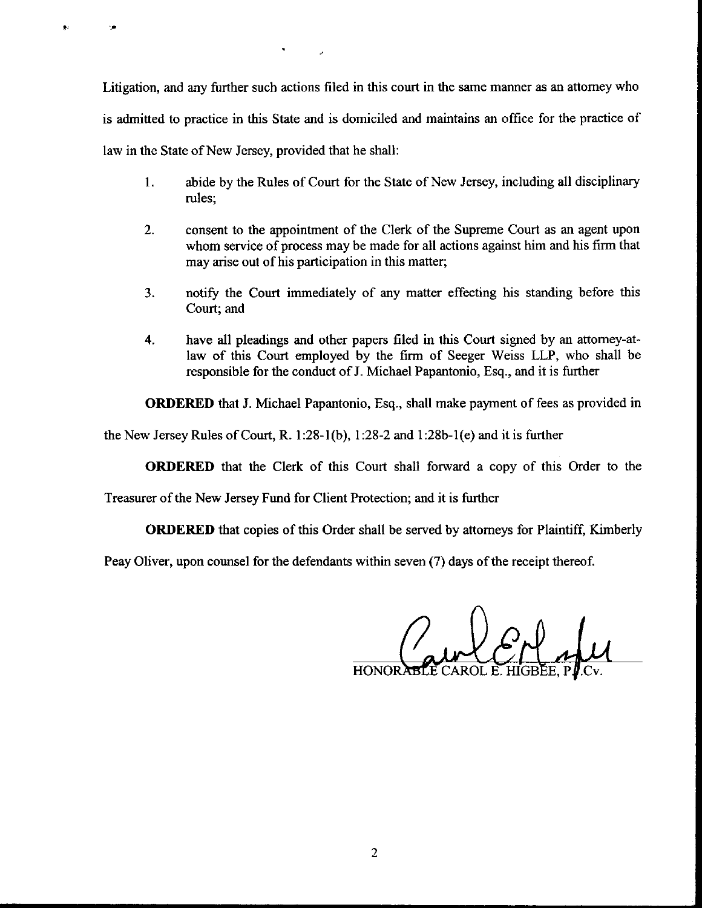Litigation, and any further such actions filed in this court in the same manner as an attorney who is admitted to practice in this State and is domiciled and maintains an office for the practice of law in the State of New Jersey, provided that he shall:

1. abide by the Rules of Court for the State of New Jersey, including all disciplinary rules;

2. consent to the appointment of the Clerk of the Supreme Court as an agent upon whom service of process may be made for all actions against him and his firm that may arise out of his participation in this matter;

3. notify the Court immediately of any matter effecting his standing before this Court; and

4. have all pleadings and other papers filed in this Court signed by an attorney-at-law of this Court employed by the firm of Seeger Weiss LLP, who shall be responsible for the conduct of J. Michael Papantonio, Esq., and it is further

**ORDERED** that J. Michael Papantonio, Esq., shall make payment of fees as provided in the New Jersey Rules of Court, R. 1:28-1(b), 1:28-2 and 1:28b-1(e) and it is further

**ORDERED** that the Clerk of this Court shall forward a copy of this Order to the Treasurer of the New Jersey Fund for Client Protection; and it is further

**ORDERED** that copies of this Order shall be served by attorneys for Plaintiff, Kimberly Peay Oliver, upon counsel for the defendants within seven (7) days of the receipt thereof.

HONORABLE CAROL E. HIGBEE, P.J.Cv.